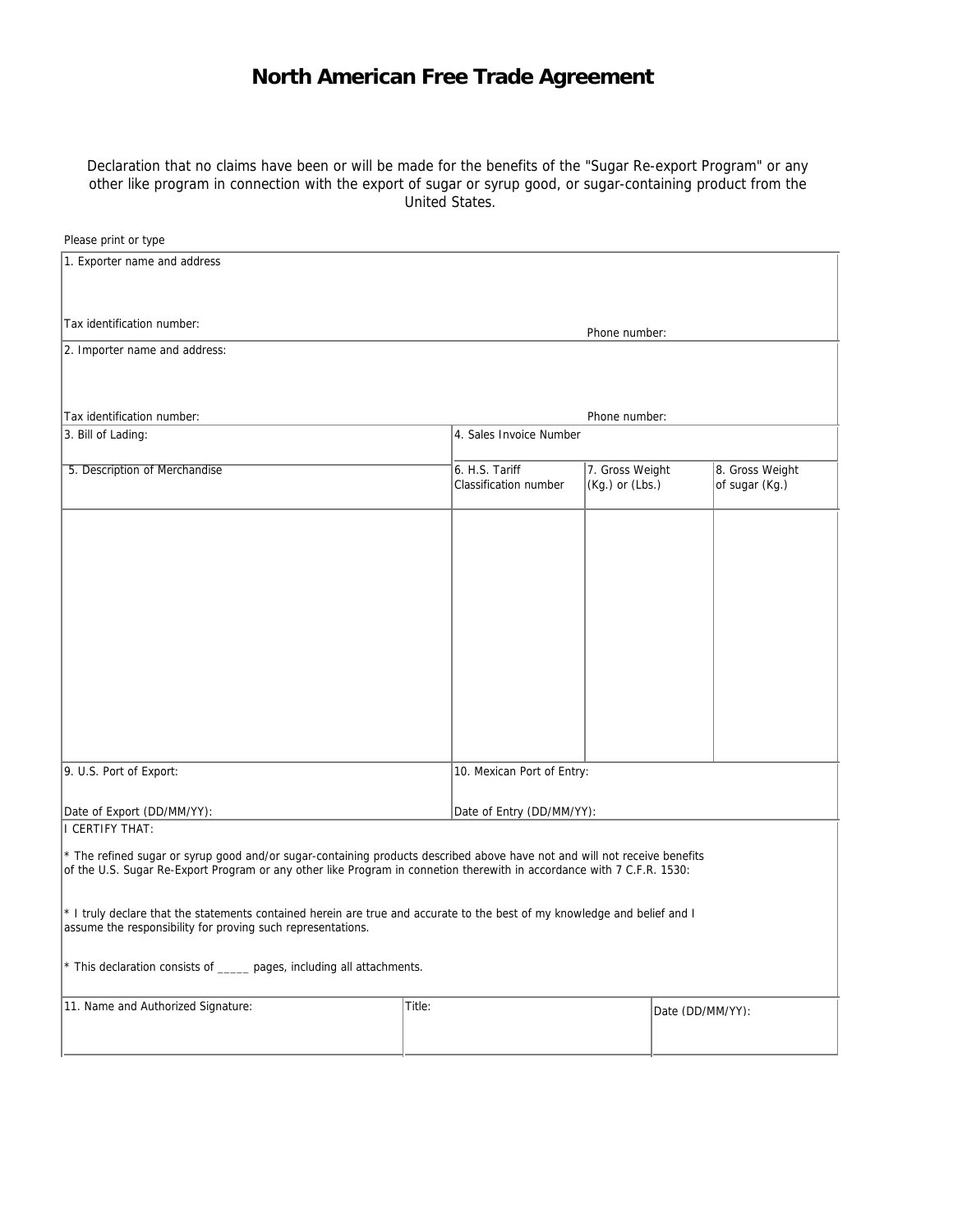# North American Free Trade Agreement

Declaration that no claims have been or will be made for the benefits of the "Sugar Re-export Program" or any other like program in connection with the export of sugar or syrup good, or sugar-containing product from the United States.

Please print or type

| 1. Exporter name and address | | | |
|---|---|---|---|
| Tax identification number: | | Phone number: | |
| 2. Importer name and address: | | | |
| Tax identification number: | | Phone number: | |
| 3. Bill of Lading: | 4. Sales Invoice Number | | |
| 5. Description of Merchandise | 6. H.S. Tariff Classification number | 7. Gross Weight (Kg.) or (Lbs.) | 8. Gross Weight of sugar (Kg.) |
| | | | |
| 9. U.S. Port of Export: | 10. Mexican Port of Entry: | | |
| Date of Export (DD/MM/YY): | Date of Entry (DD/MM/YY): | | |

I CERTIFY THAT:

* The refined sugar or syrup good and/or sugar-containing products described above have not and will not receive benefits of the U.S. Sugar Re-Export Program or any other like Program in connetion therewith in accordance with 7 C.F.R. 1530:

* I truly declare that the statements contained herein are true and accurate to the best of my knowledge and belief and I assume the responsibility for proving such representations.

* This declaration consists of _____ pages, including all attachments.

| 11. Name and Authorized Signature: | Title: | Date (DD/MM/YY): |
|---|---|---|
| | | |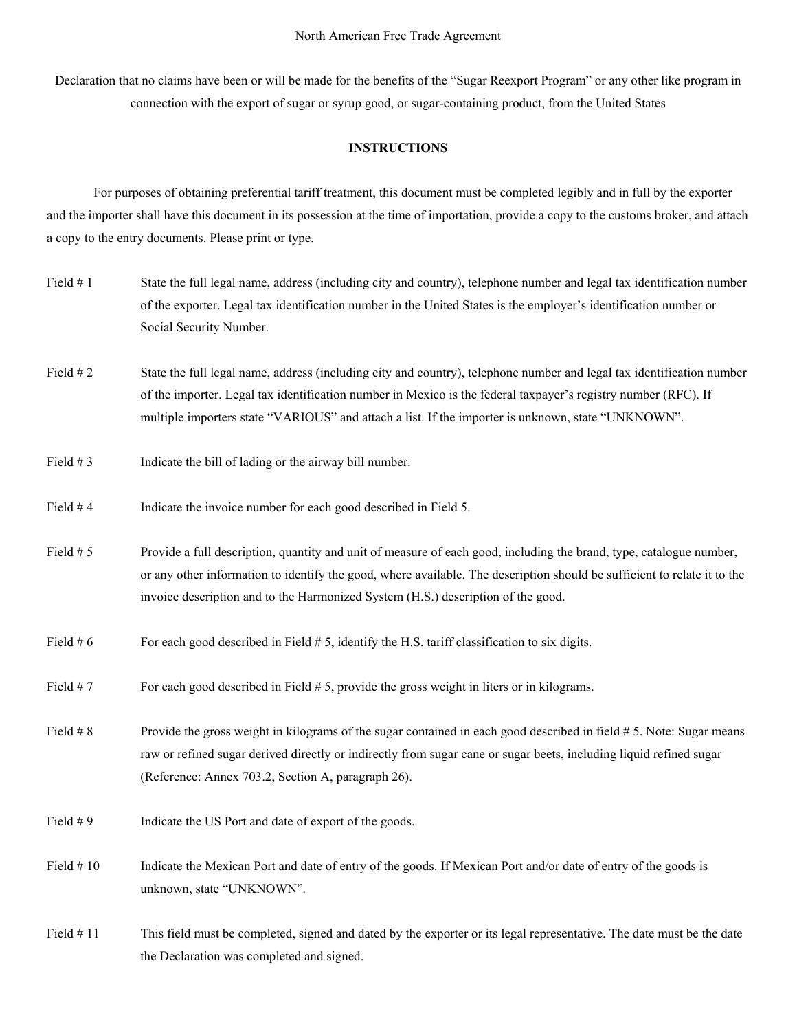North American Free Trade Agreement

Declaration that no claims have been or will be made for the benefits of the "Sugar Reexport Program" or any other like program in connection with the export of sugar or syrup good, or sugar-containing product, from the United States

## INSTRUCTIONS

For purposes of obtaining preferential tariff treatment, this document must be completed legibly and in full by the exporter and the importer shall have this document in its possession at the time of importation, provide a copy to the customs broker, and attach a copy to the entry documents. Please print or type.

**Field # 1** State the full legal name, address (including city and country), telephone number and legal tax identification number of the exporter. Legal tax identification number in the United States is the employer's identification number or Social Security Number.

**Field # 2** State the full legal name, address (including city and country), telephone number and legal tax identification number of the importer. Legal tax identification number in Mexico is the federal taxpayer's registry number (RFC). If multiple importers state "VARIOUS" and attach a list. If the importer is unknown, state "UNKNOWN".

**Field # 3** Indicate the bill of lading or the airway bill number.

**Field # 4** Indicate the invoice number for each good described in Field 5.

**Field # 5** Provide a full description, quantity and unit of measure of each good, including the brand, type, catalogue number, or any other information to identify the good, where available. The description should be sufficient to relate it to the invoice description and to the Harmonized System (H.S.) description of the good.

**Field # 6** For each good described in Field # 5, identify the H.S. tariff classification to six digits.

**Field # 7** For each good described in Field # 5, provide the gross weight in liters or in kilograms.

**Field # 8** Provide the gross weight in kilograms of the sugar contained in each good described in field # 5. Note: Sugar means raw or refined sugar derived directly or indirectly from sugar cane or sugar beets, including liquid refined sugar (Reference: Annex 703.2, Section A, paragraph 26).

**Field # 9** Indicate the US Port and date of export of the goods.

**Field # 10** Indicate the Mexican Port and date of entry of the goods. If Mexican Port and/or date of entry of the goods is unknown, state "UNKNOWN".

**Field # 11** This field must be completed, signed and dated by the exporter or its legal representative. The date must be the date the Declaration was completed and signed.